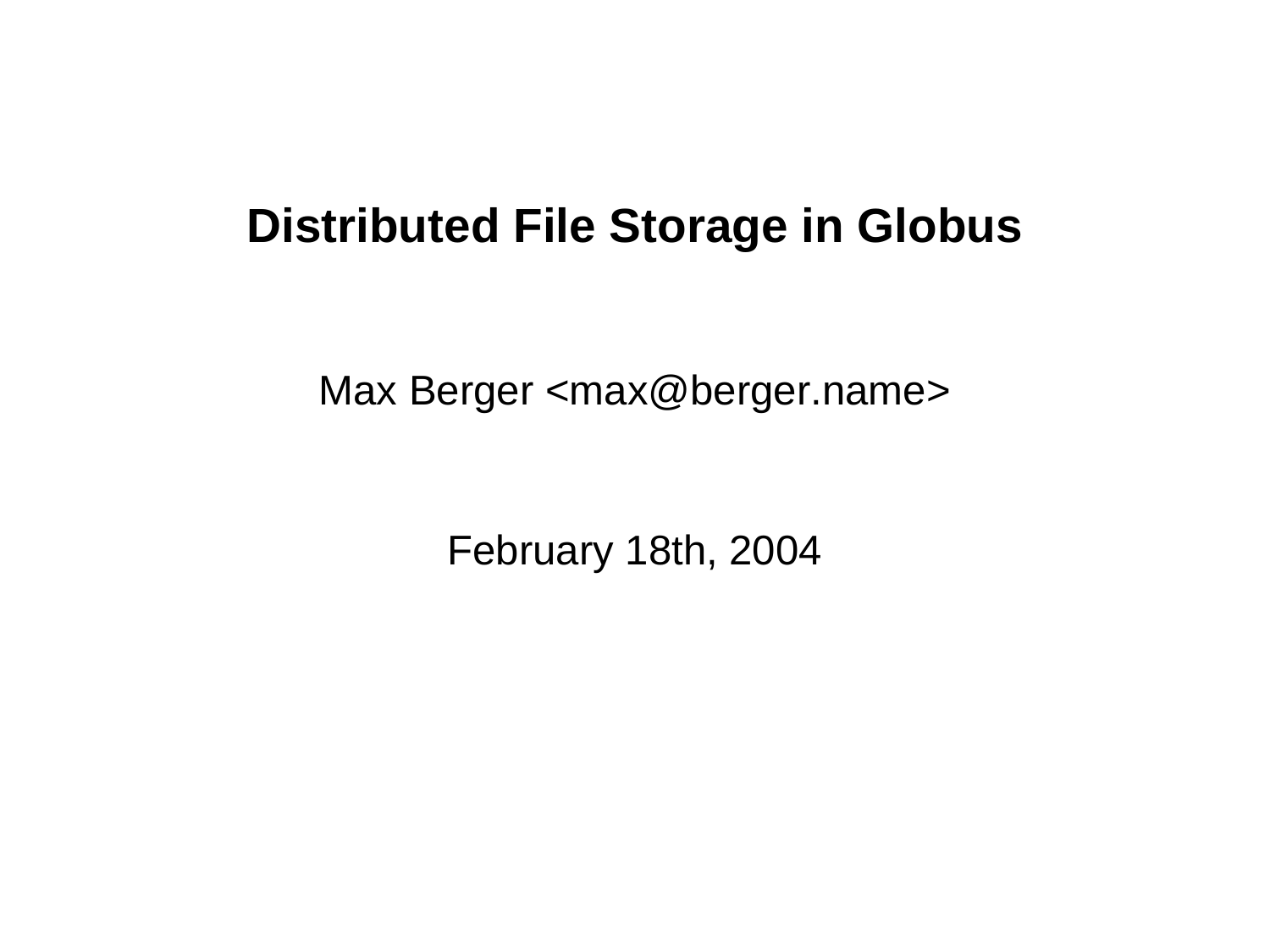# Distributed File Storage in Globus

Max Berger <max@berger.name>

February 18th, 2004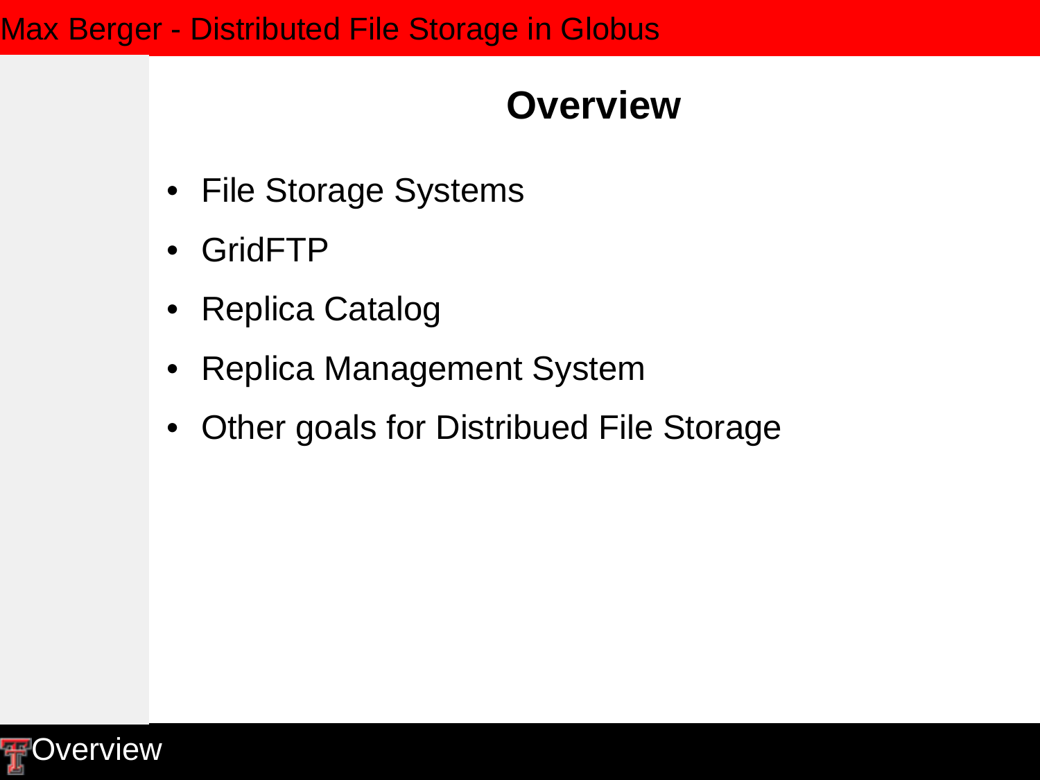# Overview

- File Storage Systems
- GridFTP
- Replica Catalog
- Replica Management System
- Other goals for Distribued File Storage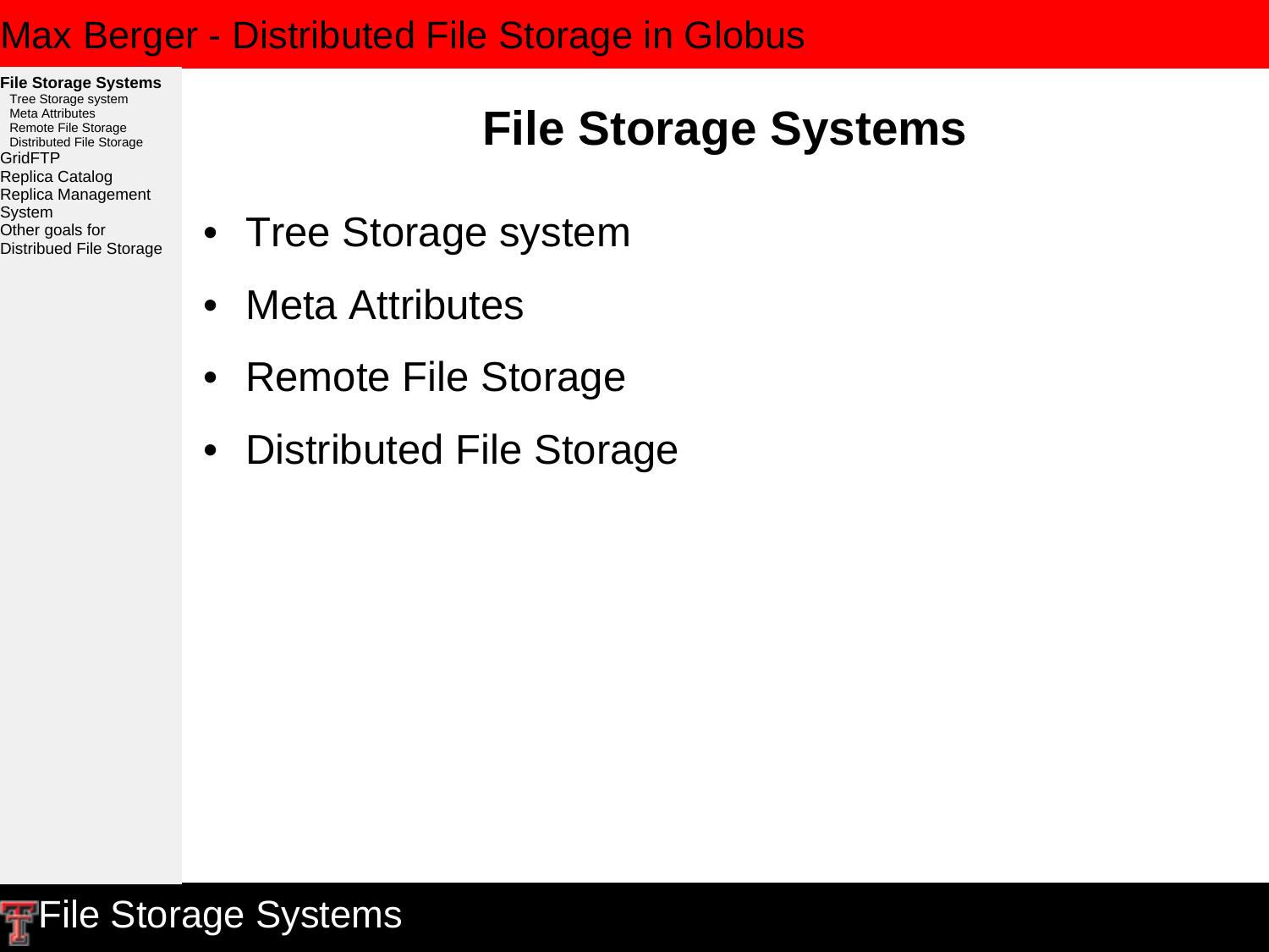# File Storage Systems

- Tree Storage system
- Meta Attributes
- Remote File Storage
- Distributed File Storage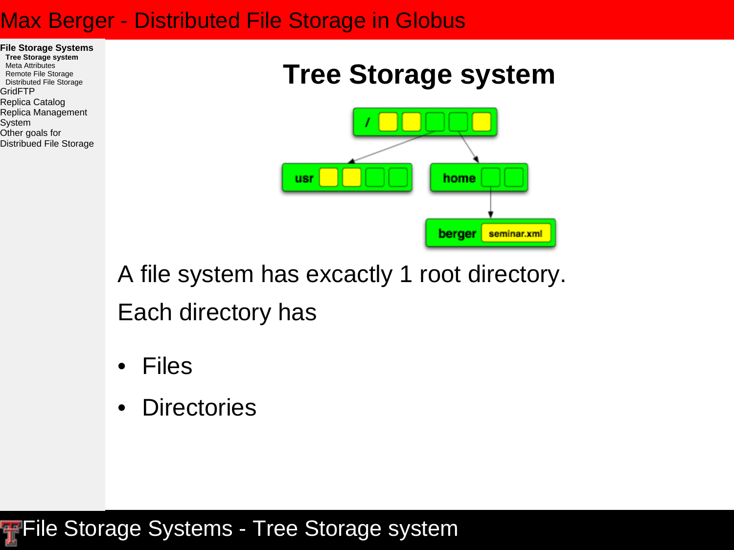# Tree Storage system

A file system has excactly 1 root directory.

Each directory has

- Files
- Directories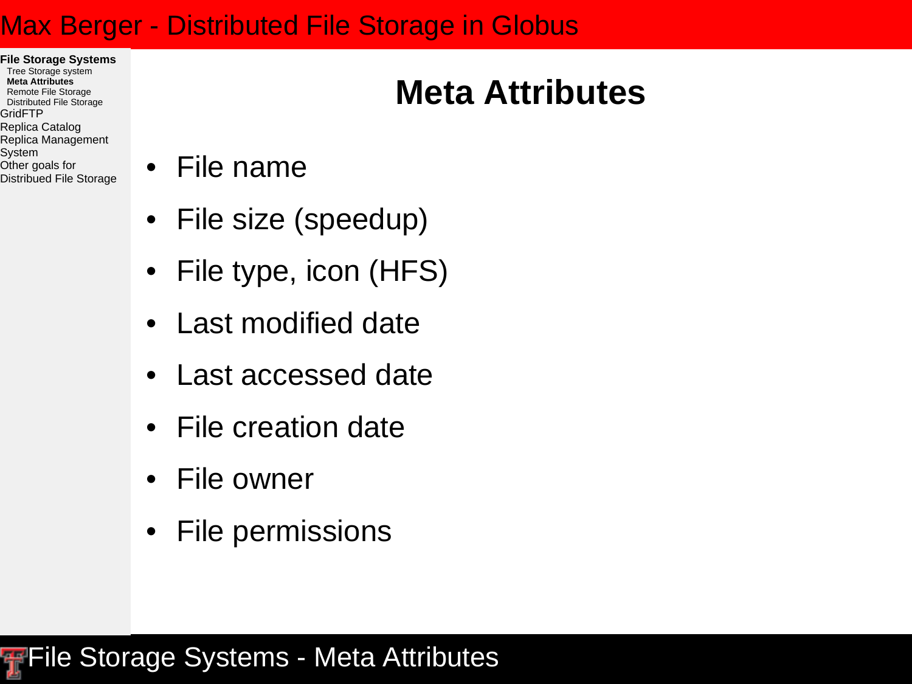# Meta Attributes

- File name
- File size (speedup)
- File type, icon (HFS)
- Last modified date
- Last accessed date
- File creation date
- File owner
- File permissions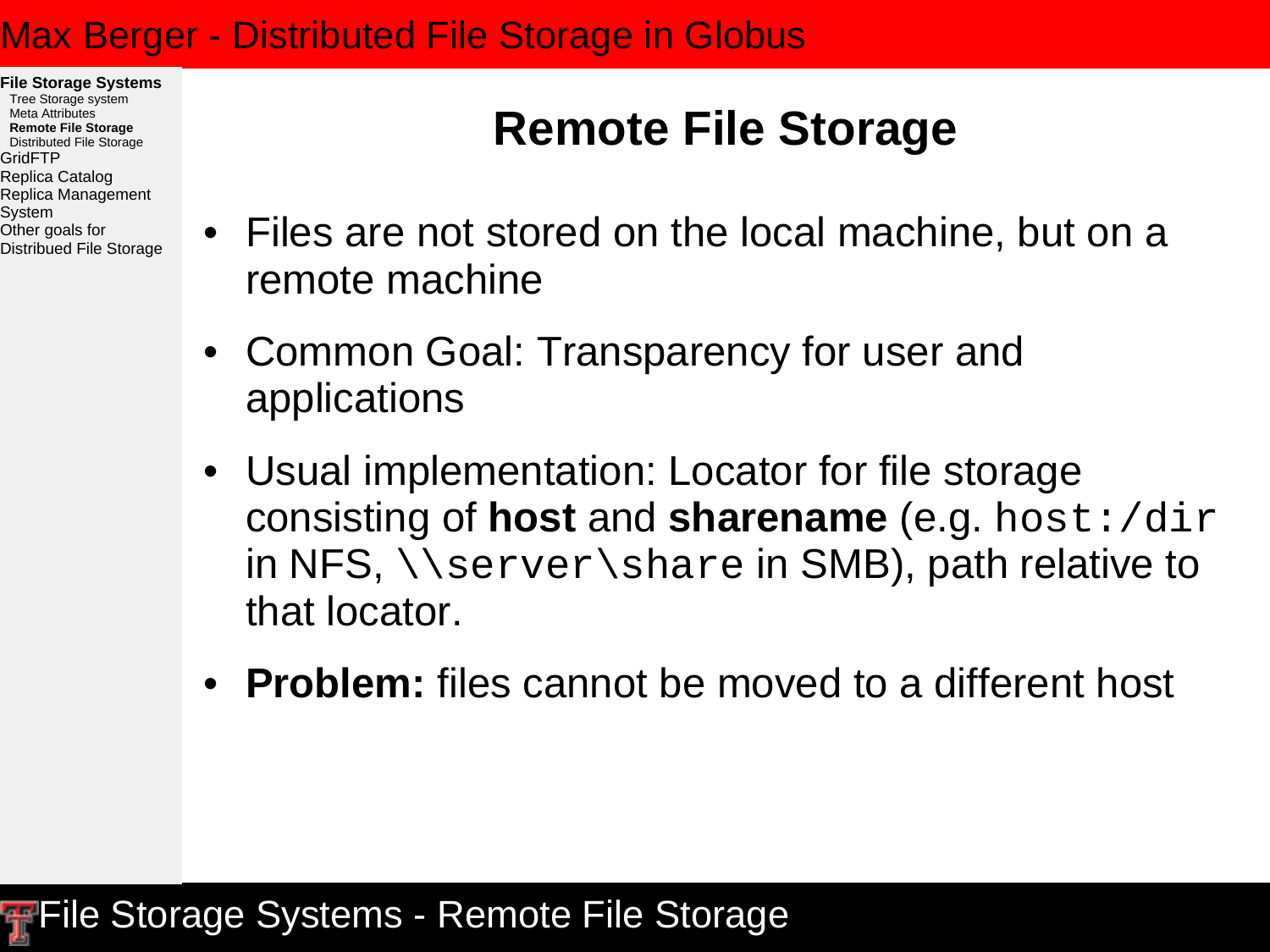## Remote File Storage

- Files are not stored on the local machine, but on a remote machine
- Common Goal: Transparency for user and applications
- Usual implementation: Locator for file storage consisting of **host** and **sharename** (e.g. `host:/dir` in NFS, `\\server\share` in SMB), path relative to that locator.
- **Problem:** files cannot be moved to a different host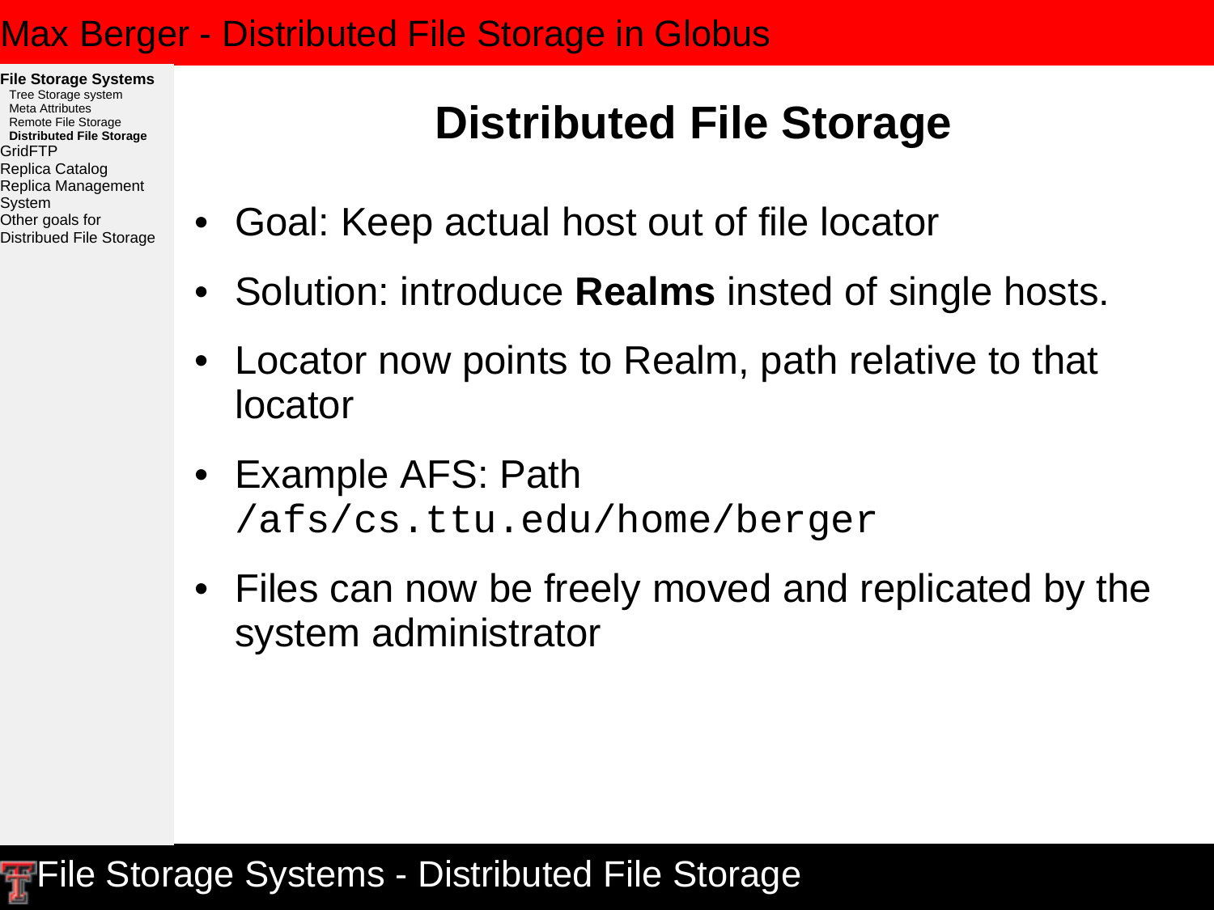# Distributed File Storage

- Goal: Keep actual host out of file locator
- Solution: introduce **Realms** insted of single hosts.
- Locator now points to Realm, path relative to that locator
- Example AFS: Path `/afs/cs.ttu.edu/home/berger`
- Files can now be freely moved and replicated by the system administrator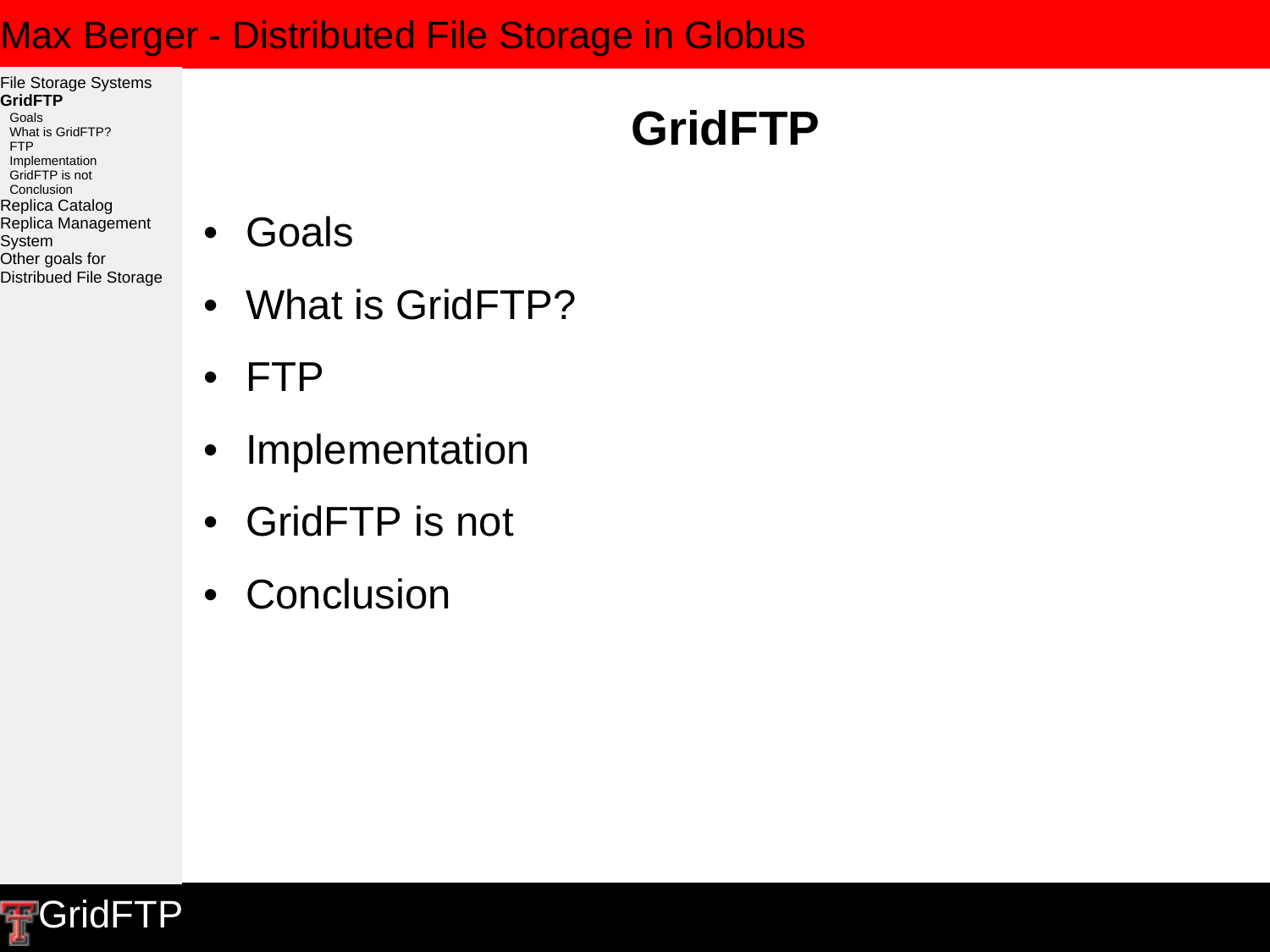# GridFTP

- Goals
- What is GridFTP?
- FTP
- Implementation
- GridFTP is not
- Conclusion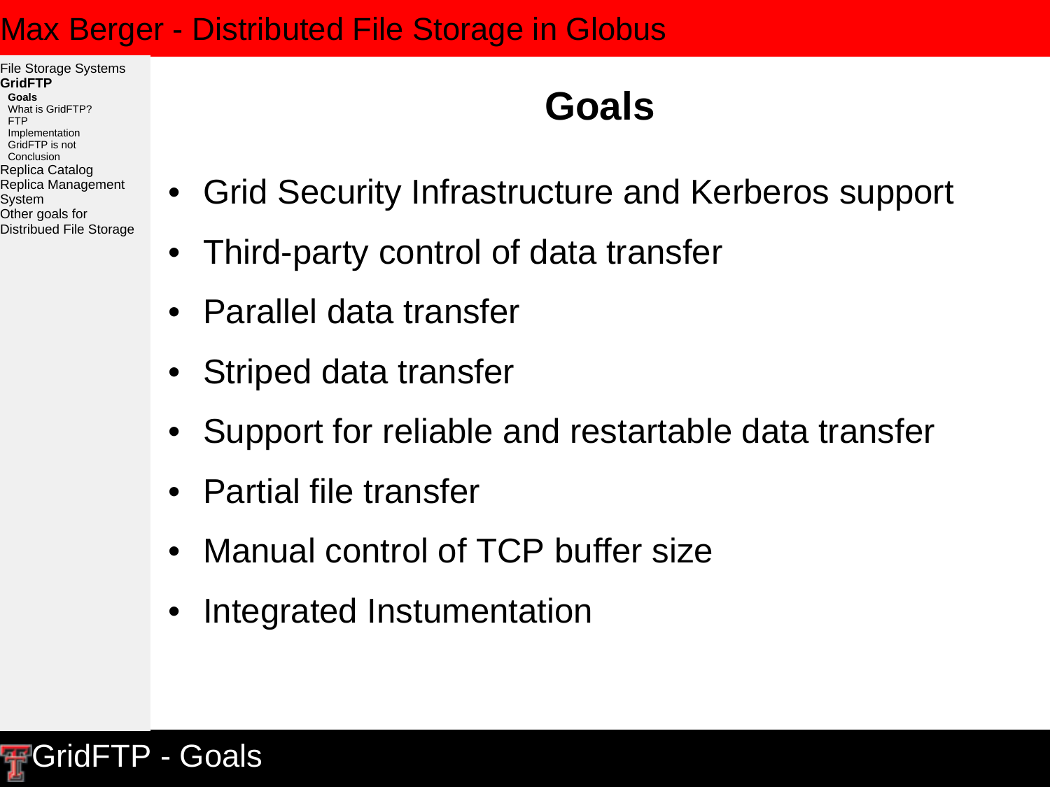# Goals

- Grid Security Infrastructure and Kerberos support
- Third-party control of data transfer
- Parallel data transfer
- Striped data transfer
- Support for reliable and restartable data transfer
- Partial file transfer
- Manual control of TCP buffer size
- Integrated Instumentation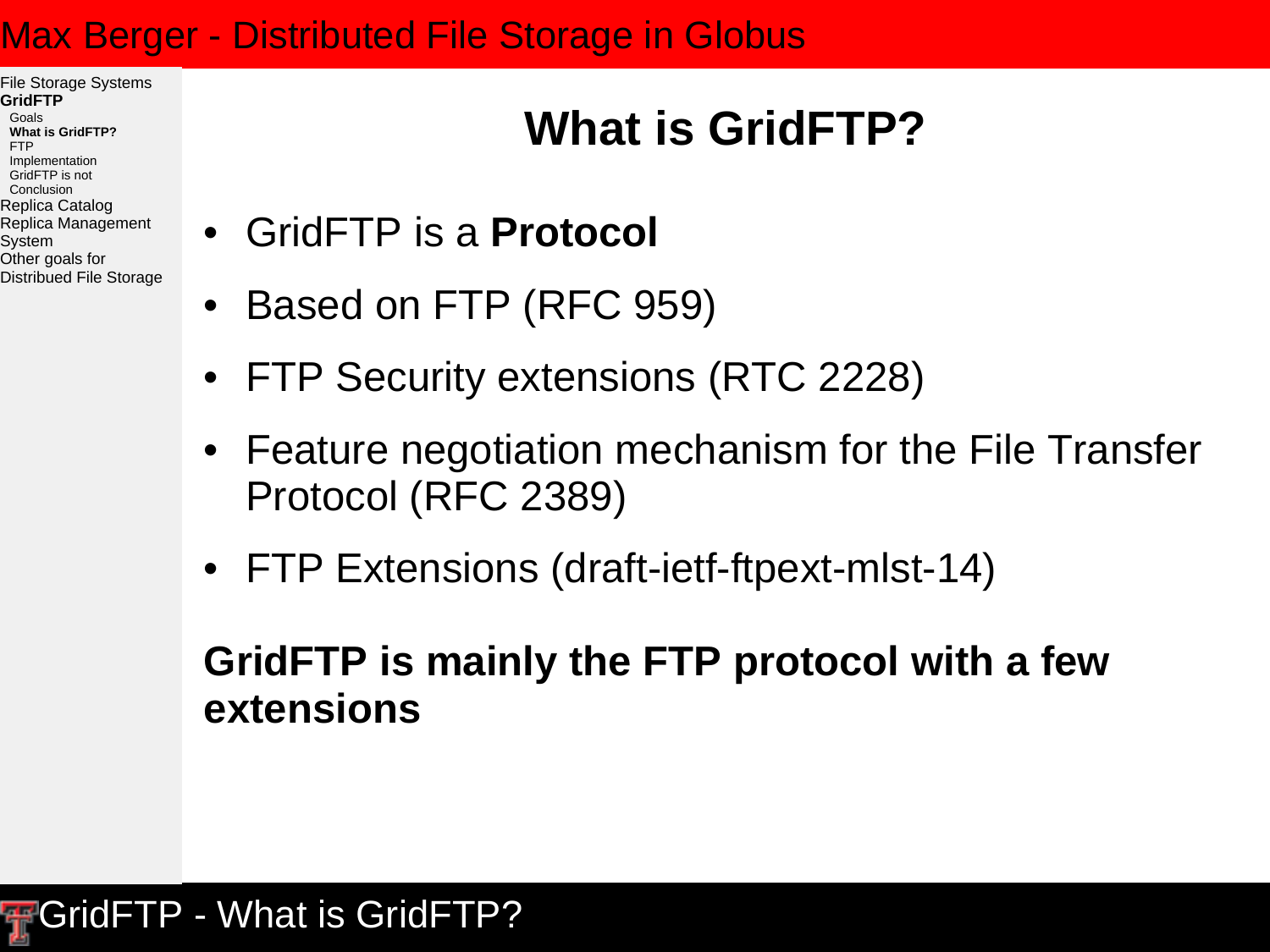# What is GridFTP?

- GridFTP is a **Protocol**
- Based on FTP (RFC 959)
- FTP Security extensions (RTC 2228)
- Feature negotiation mechanism for the File Transfer Protocol (RFC 2389)
- FTP Extensions (draft-ietf-ftpext-mlst-14)

**GridFTP is mainly the FTP protocol with a few extensions**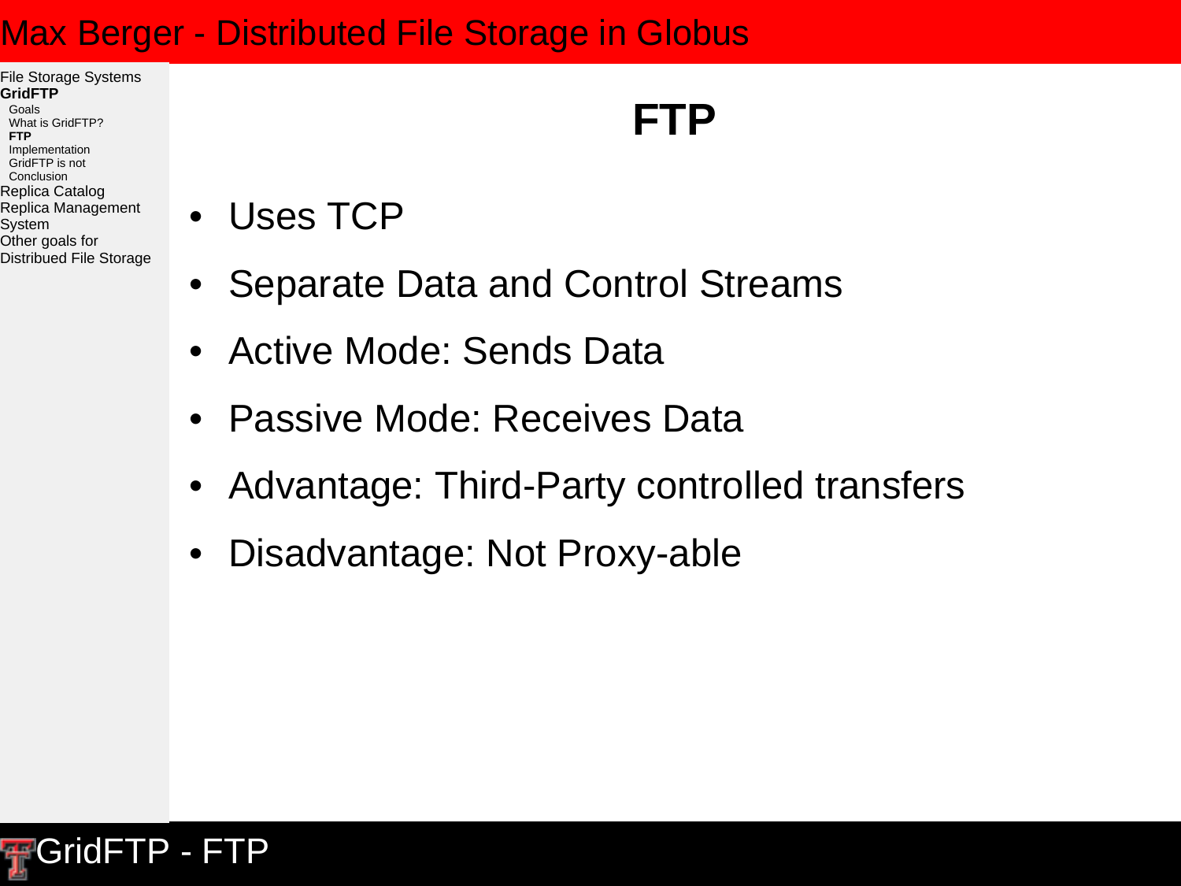# FTP

- Uses TCP
- Separate Data and Control Streams
- Active Mode: Sends Data
- Passive Mode: Receives Data
- Advantage: Third-Party controlled transfers
- Disadvantage: Not Proxy-able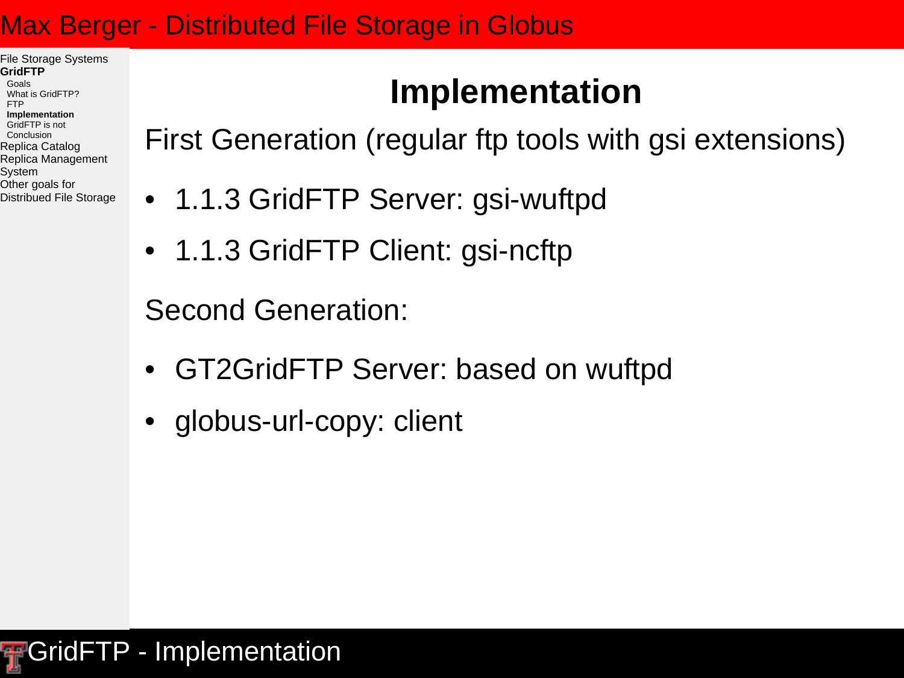# Implementation

First Generation (regular ftp tools with gsi extensions)

- 1.1.3 GridFTP Server: gsi-wuftpd
- 1.1.3 GridFTP Client: gsi-ncftp

Second Generation:

- GT2GridFTP Server: based on wuftpd
- globus-url-copy: client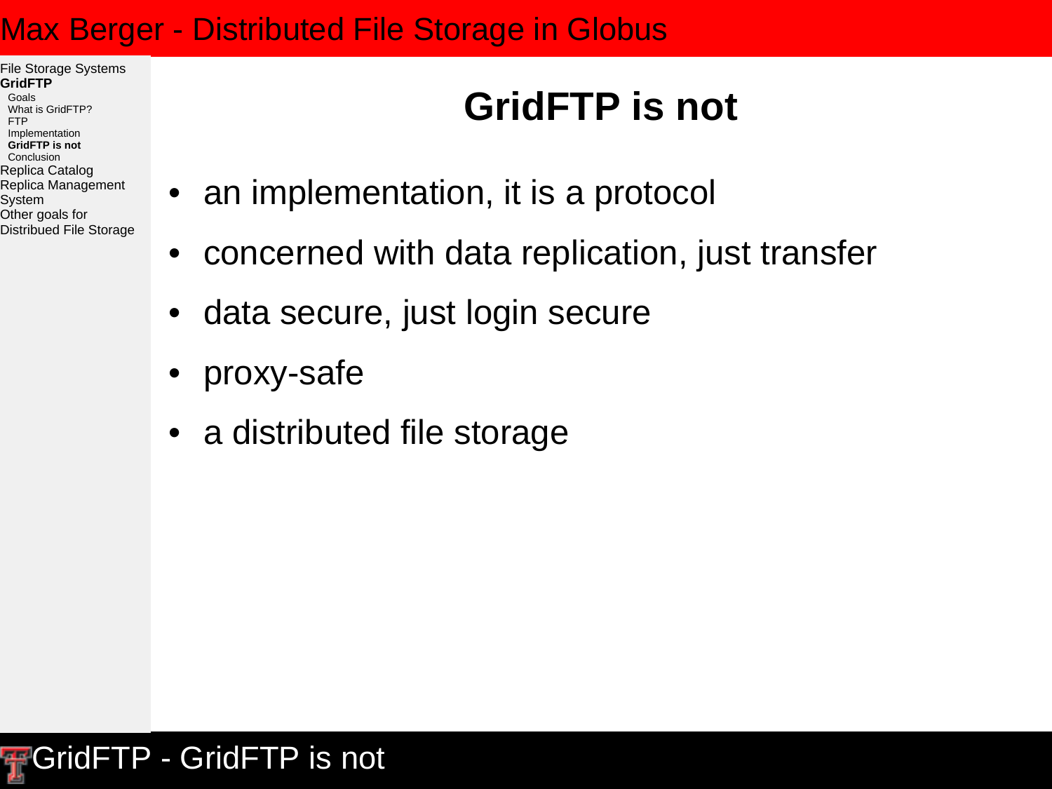# GridFTP is not

- an implementation, it is a protocol
- concerned with data replication, just transfer
- data secure, just login secure
- proxy-safe
- a distributed file storage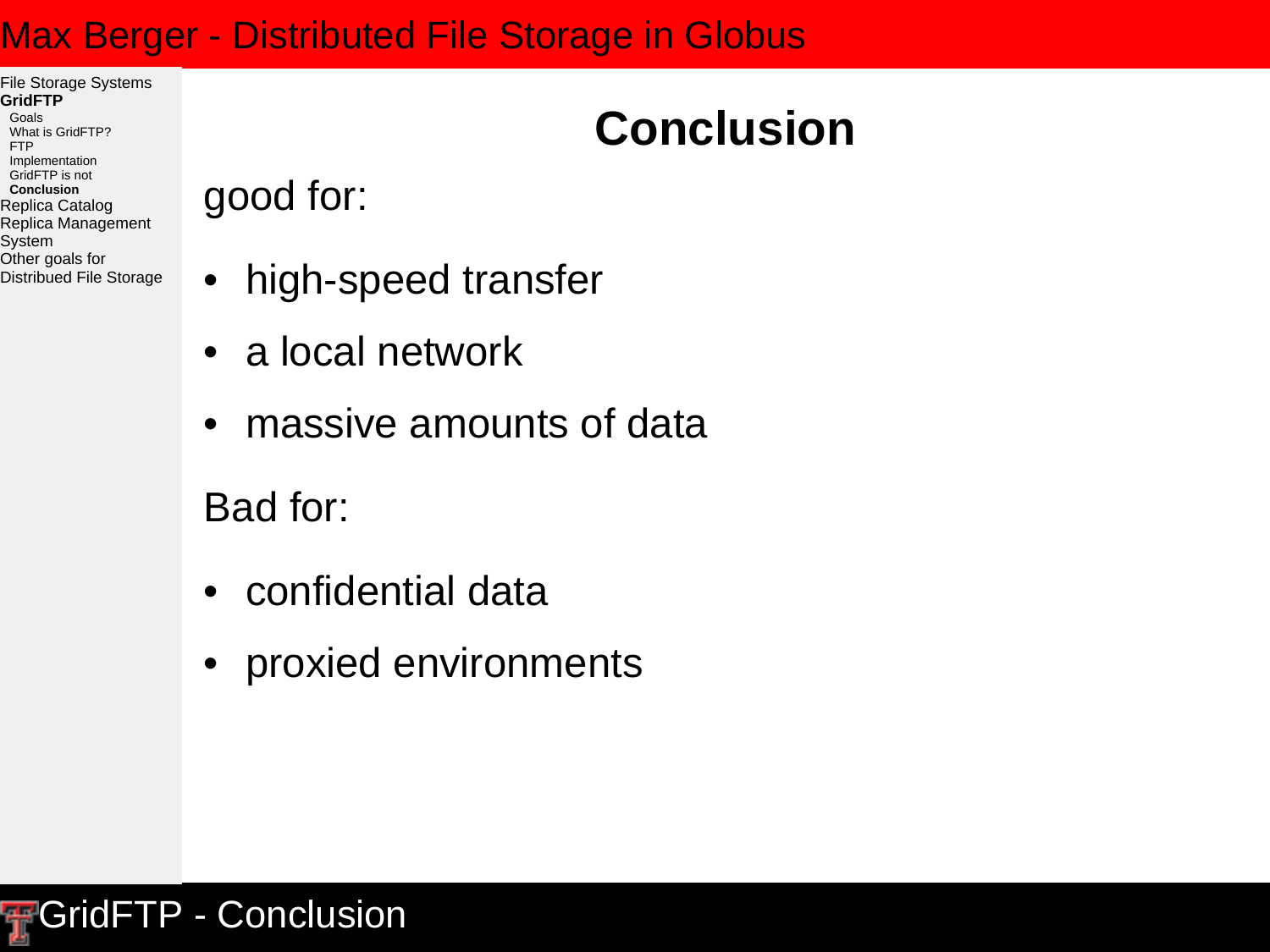# Conclusion

good for:

- high-speed transfer
- a local network
- massive amounts of data

Bad for:

- confidential data
- proxied environments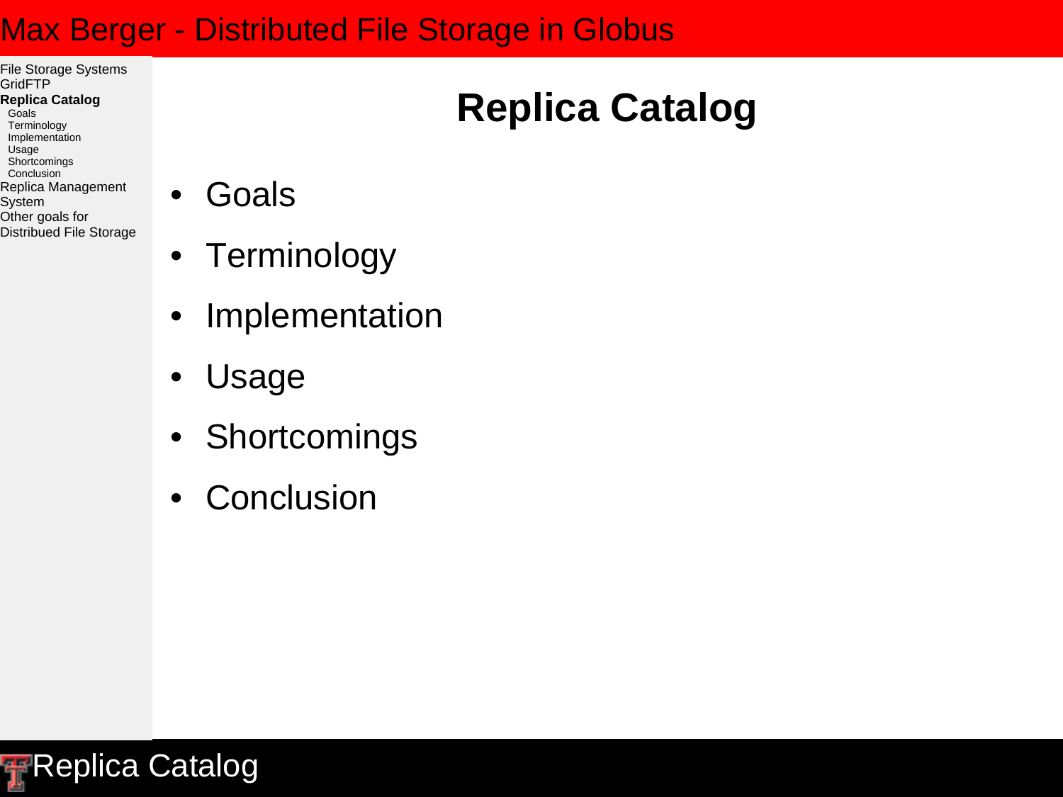# Replica Catalog

- Goals
- Terminology
- Implementation
- Usage
- Shortcomings
- Conclusion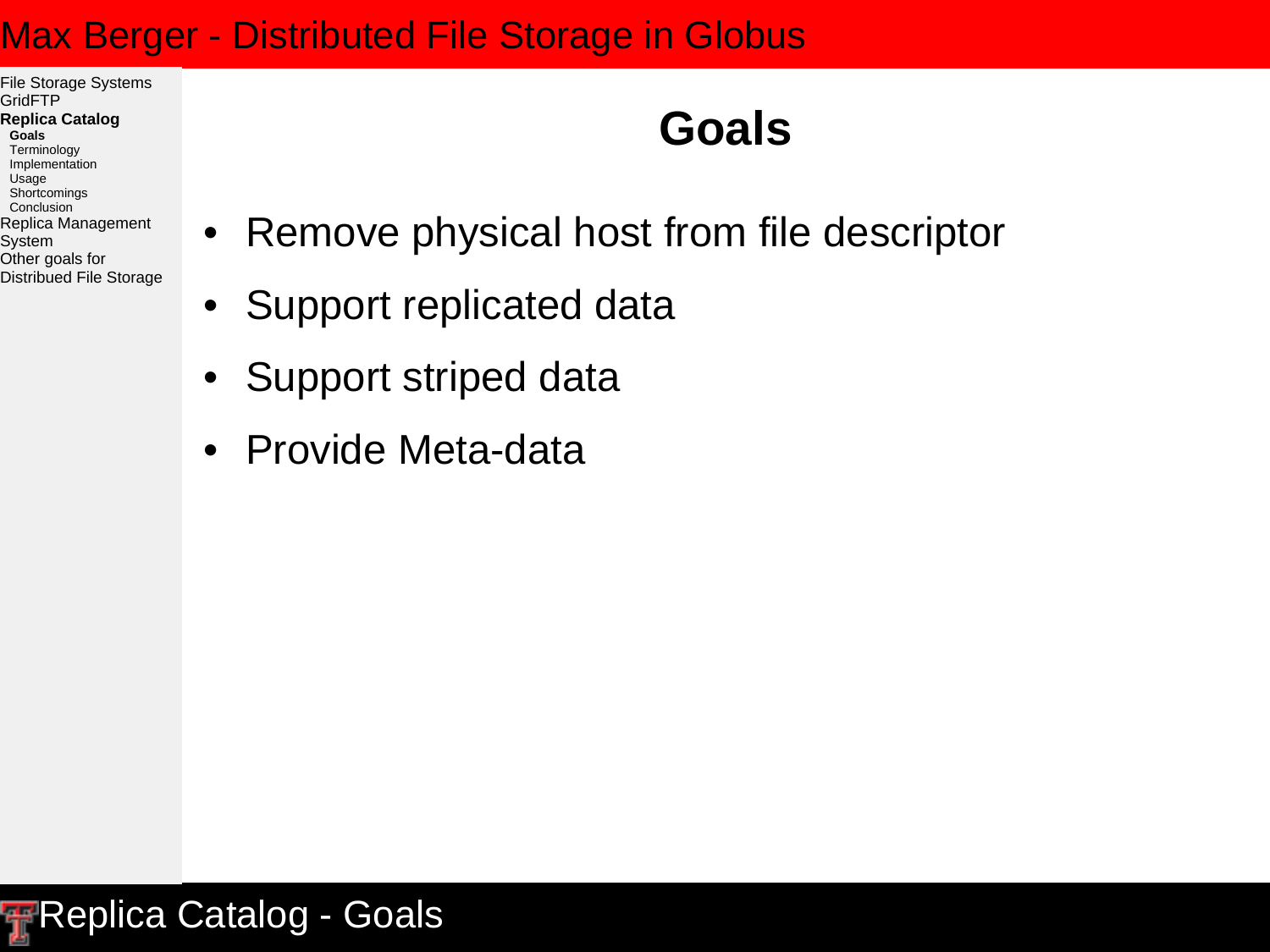# Goals

- Remove physical host from file descriptor
- Support replicated data
- Support striped data
- Provide Meta-data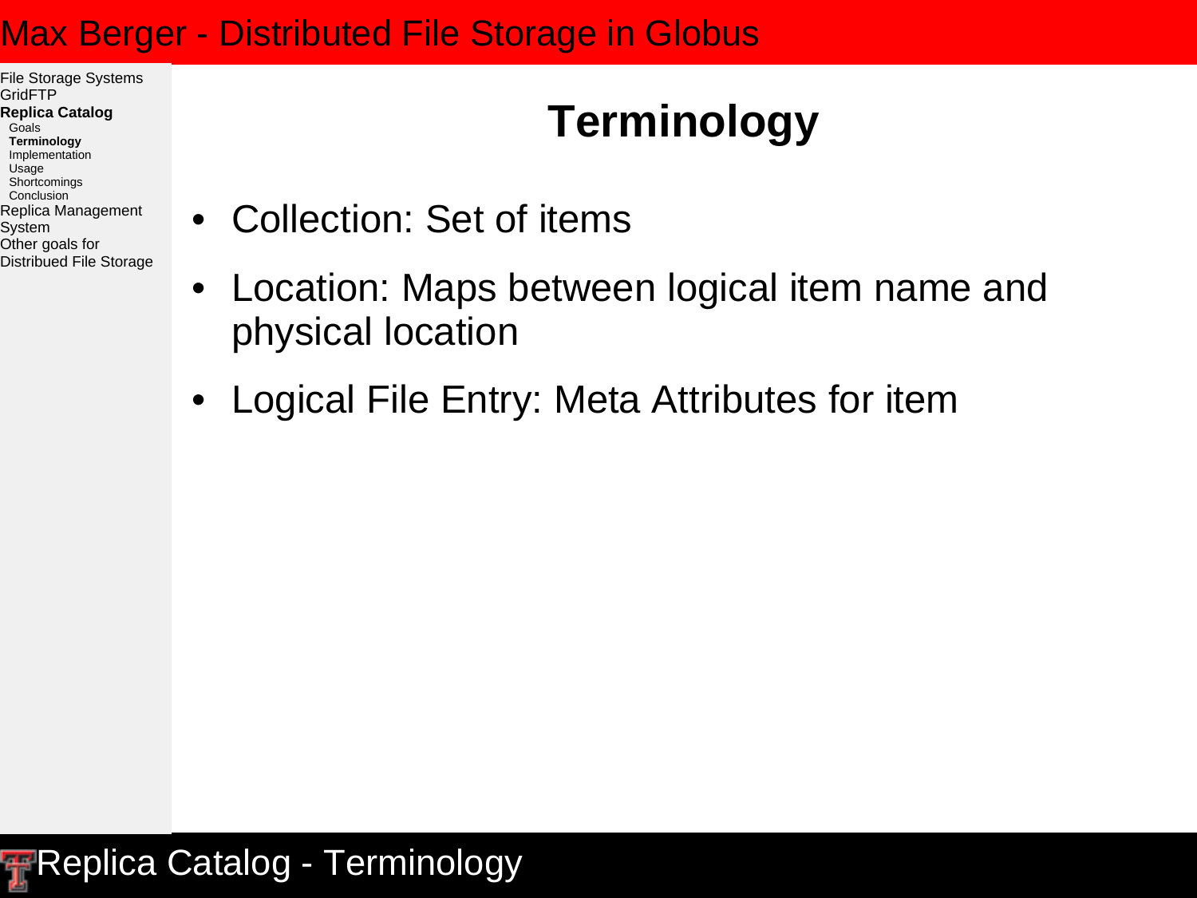# Terminology

- Collection: Set of items
- Location: Maps between logical item name and physical location
- Logical File Entry: Meta Attributes for item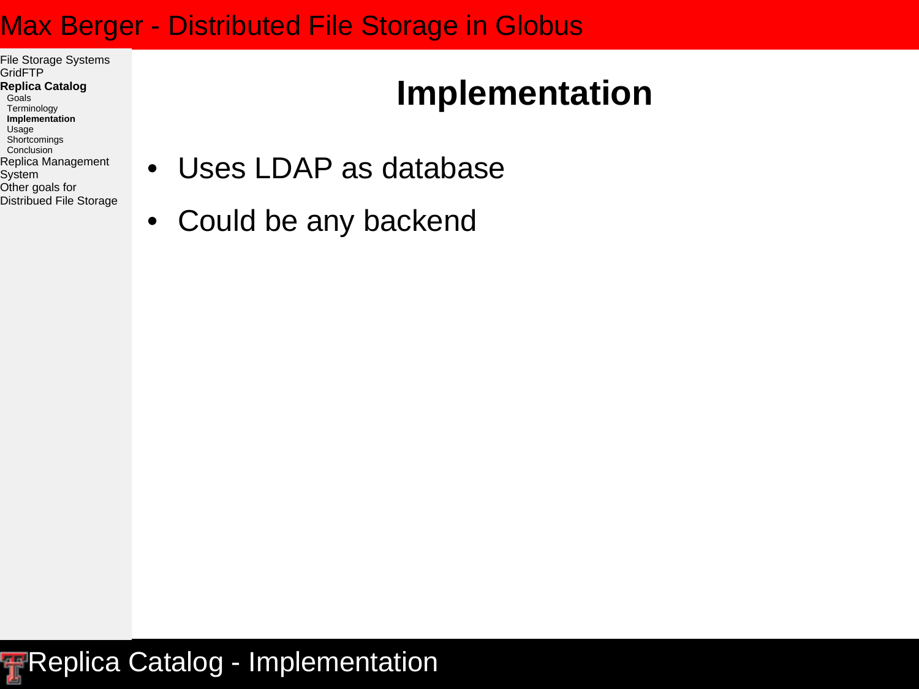# Implementation

- Uses LDAP as database
- Could be any backend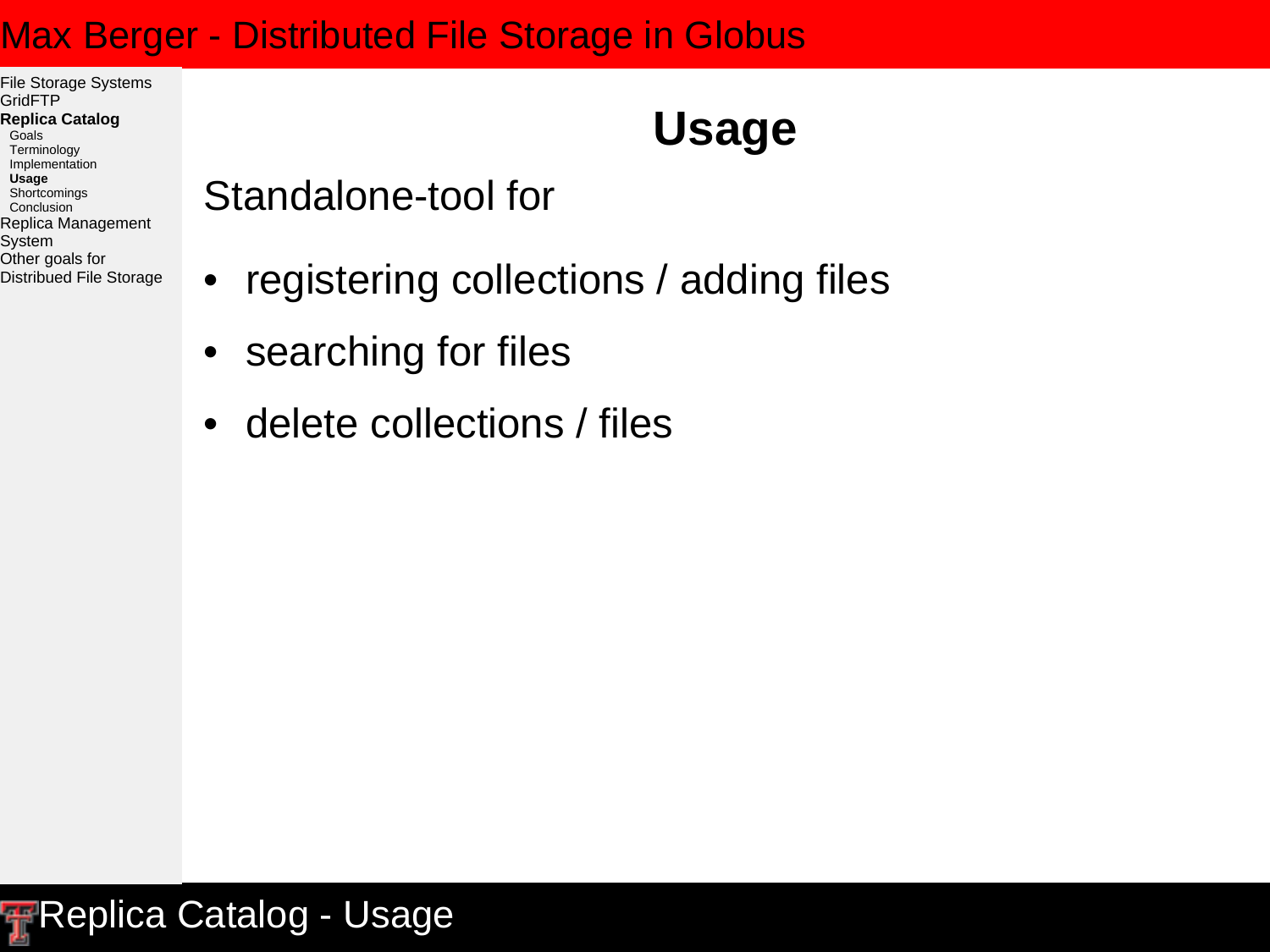# Usage

Standalone-tool for

- registering collections / adding files
- searching for files
- delete collections / files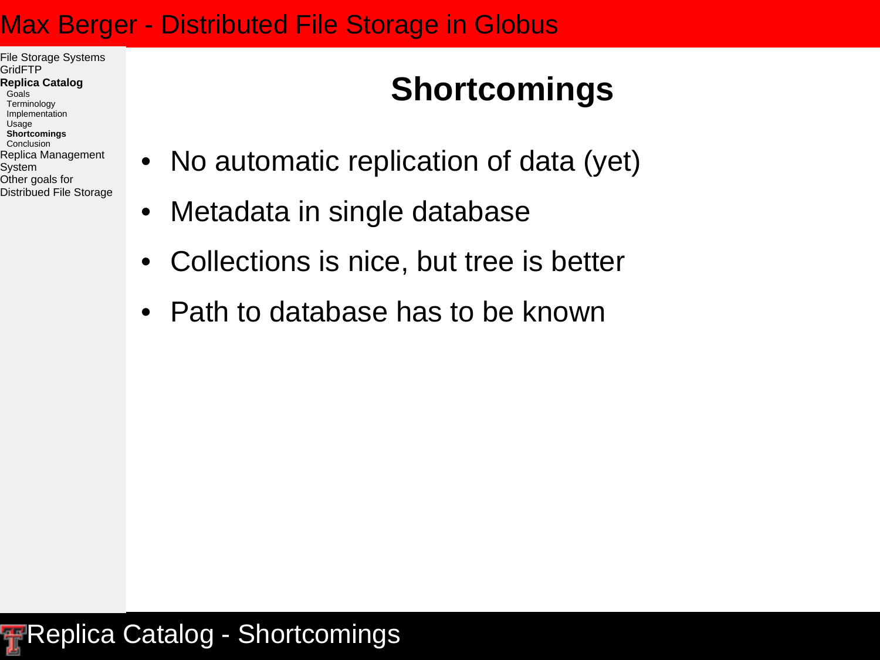## Shortcomings

- No automatic replication of data (yet)
- Metadata in single database
- Collections is nice, but tree is better
- Path to database has to be known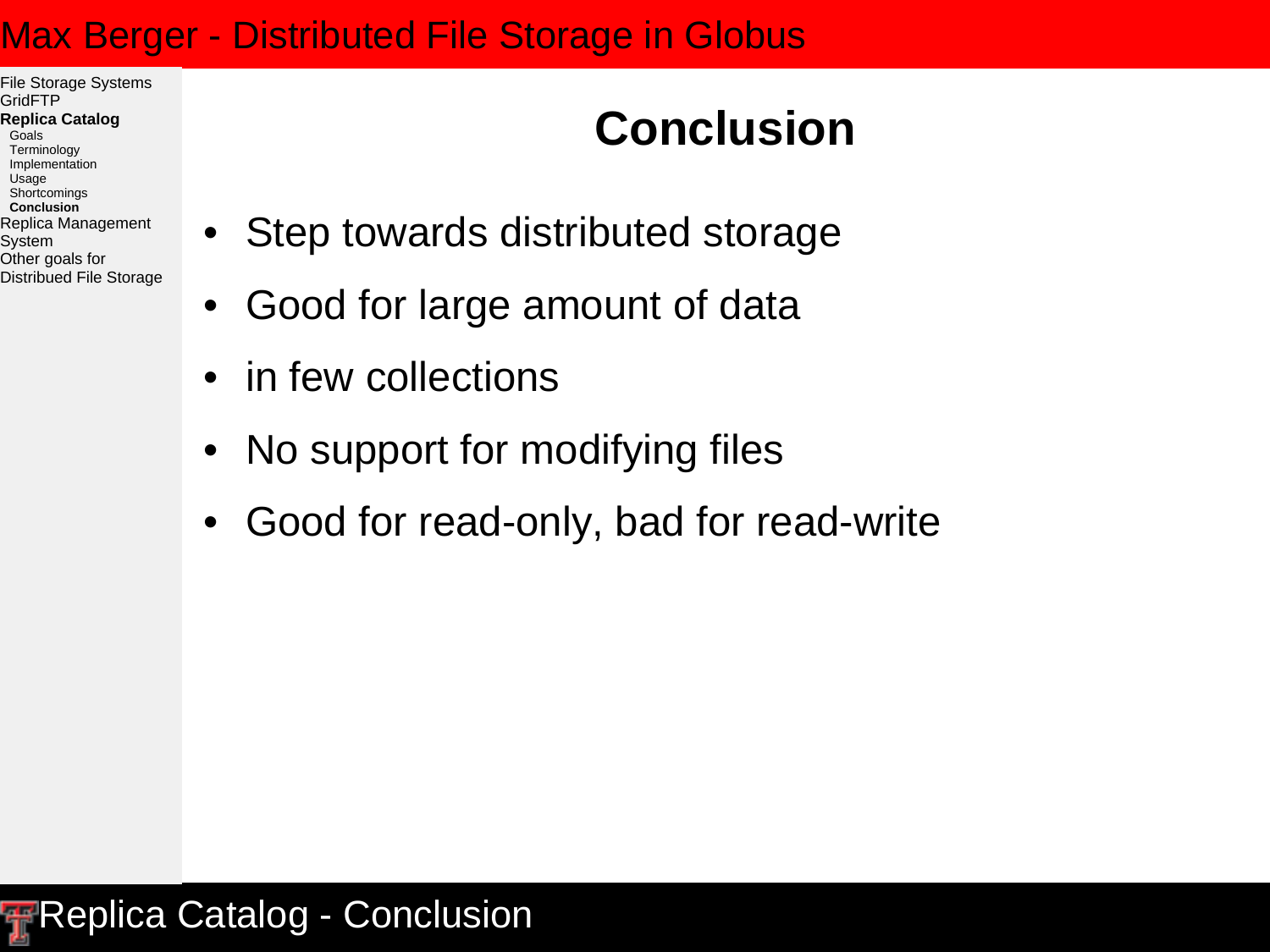# Conclusion

- Step towards distributed storage
- Good for large amount of data
- in few collections
- No support for modifying files
- Good for read-only, bad for read-write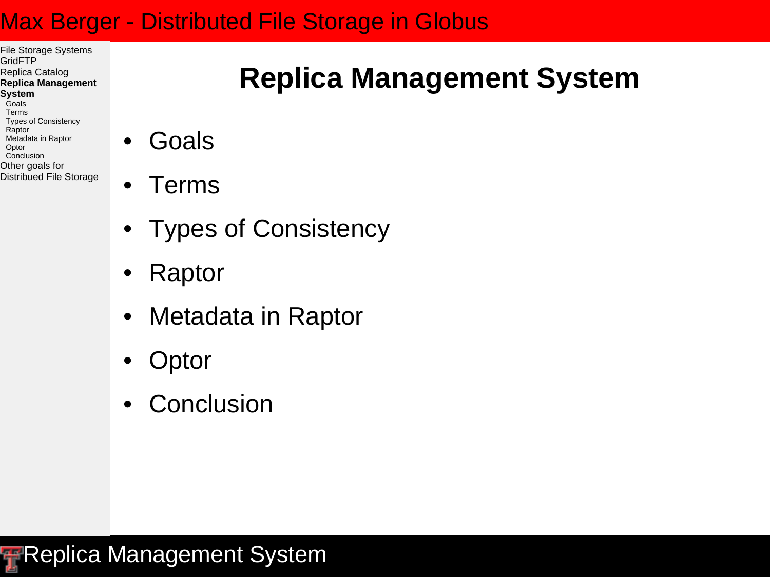# Replica Management System

- Goals
- Terms
- Types of Consistency
- Raptor
- Metadata in Raptor
- Optor
- Conclusion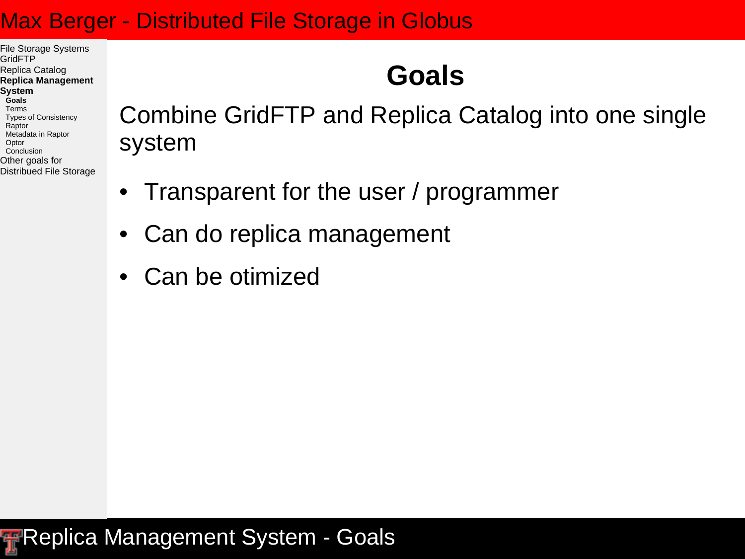## Goals

Combine GridFTP and Replica Catalog into one single system

- Transparent for the user / programmer
- Can do replica management
- Can be otimized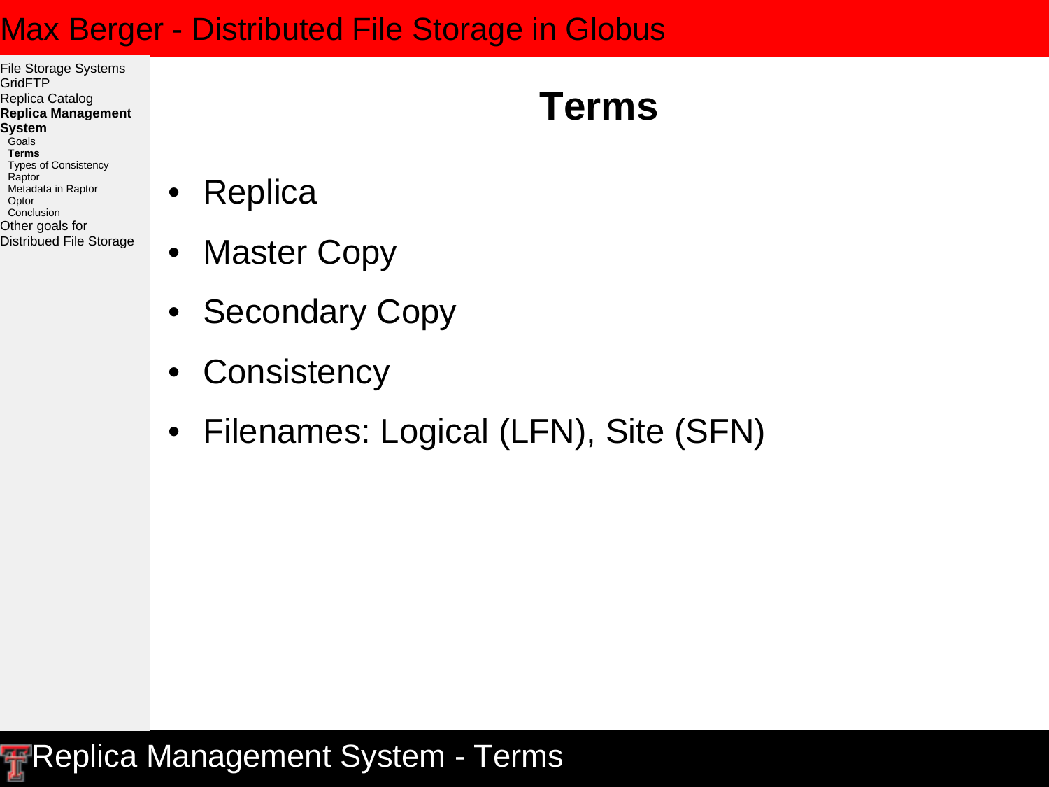# Terms

- Replica
- Master Copy
- Secondary Copy
- Consistency
- Filenames: Logical (LFN), Site (SFN)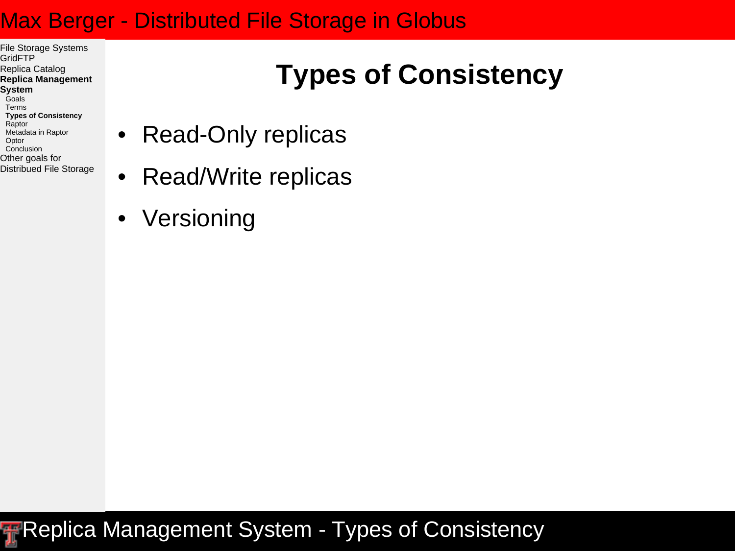# Types of Consistency

- Read-Only replicas
- Read/Write replicas
- Versioning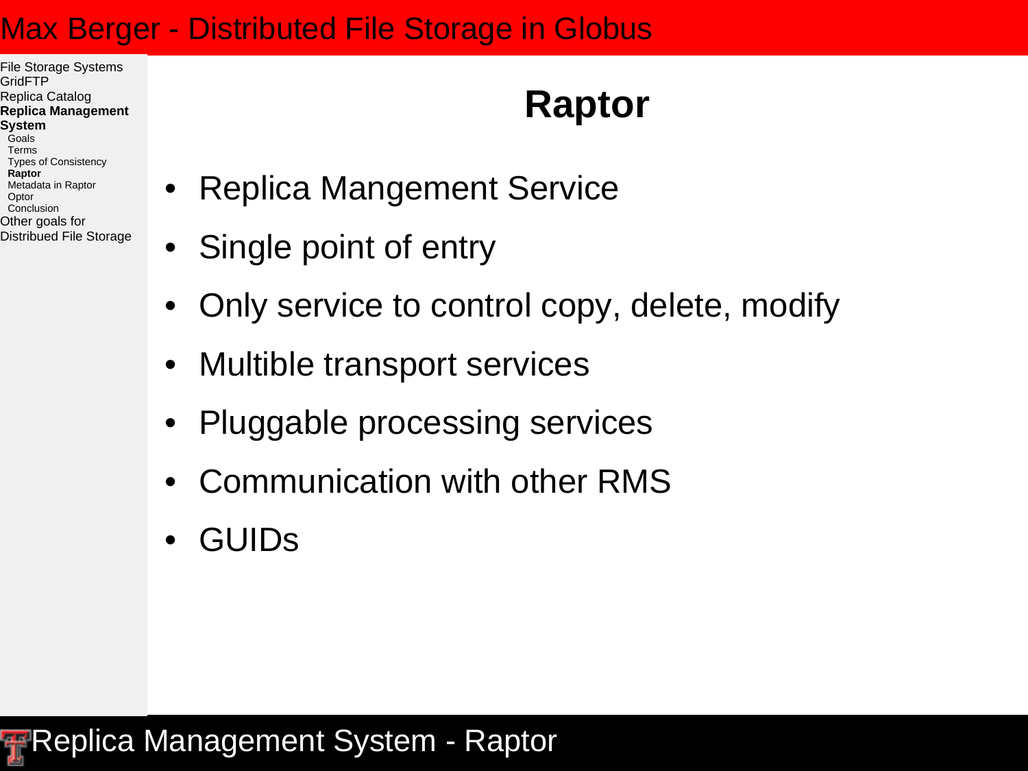# Raptor

- Replica Mangement Service
- Single point of entry
- Only service to control copy, delete, modify
- Multible transport services
- Pluggable processing services
- Communication with other RMS
- GUIDs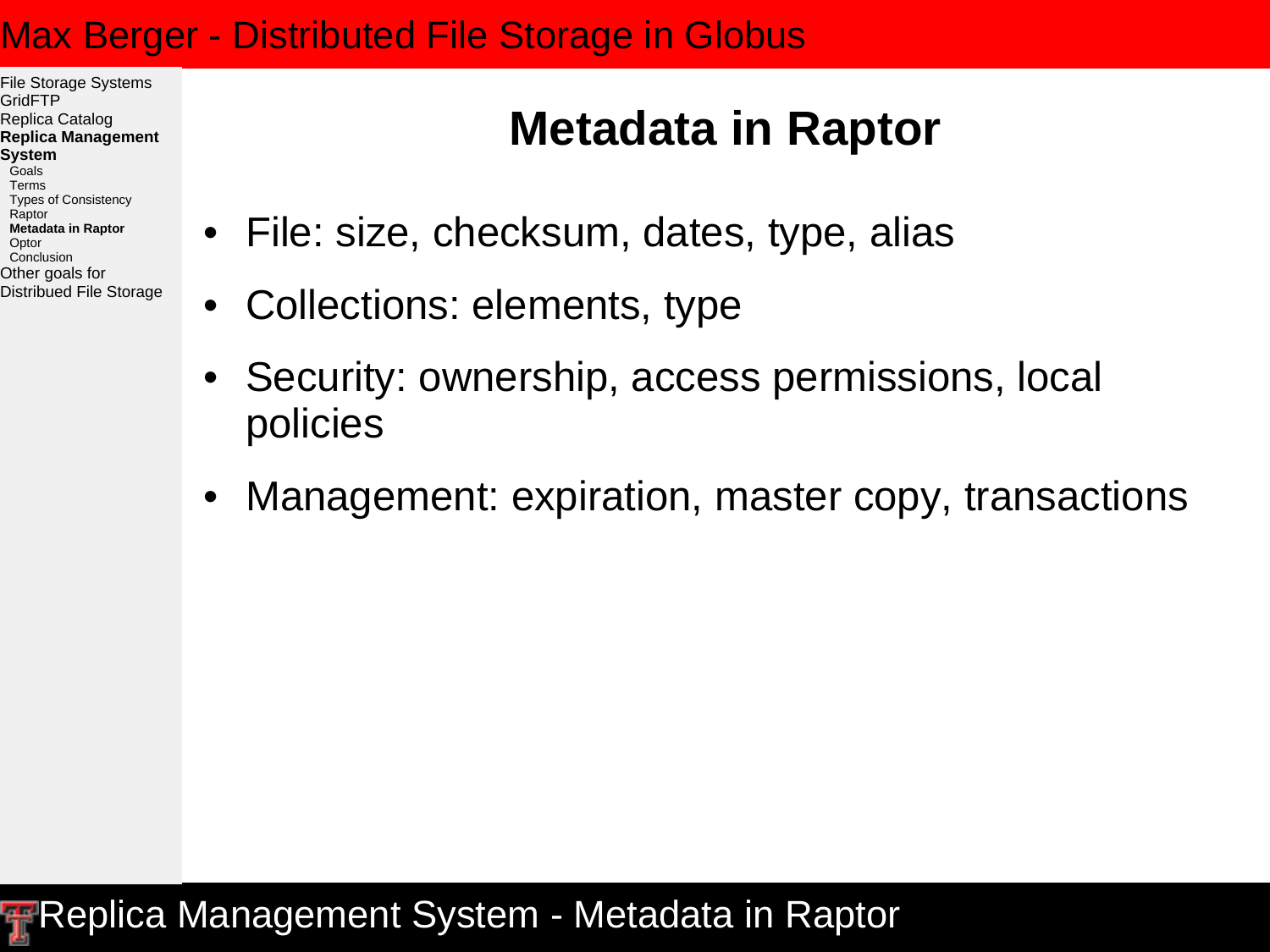# Metadata in Raptor

- File: size, checksum, dates, type, alias
- Collections: elements, type
- Security: ownership, access permissions, local policies
- Management: expiration, master copy, transactions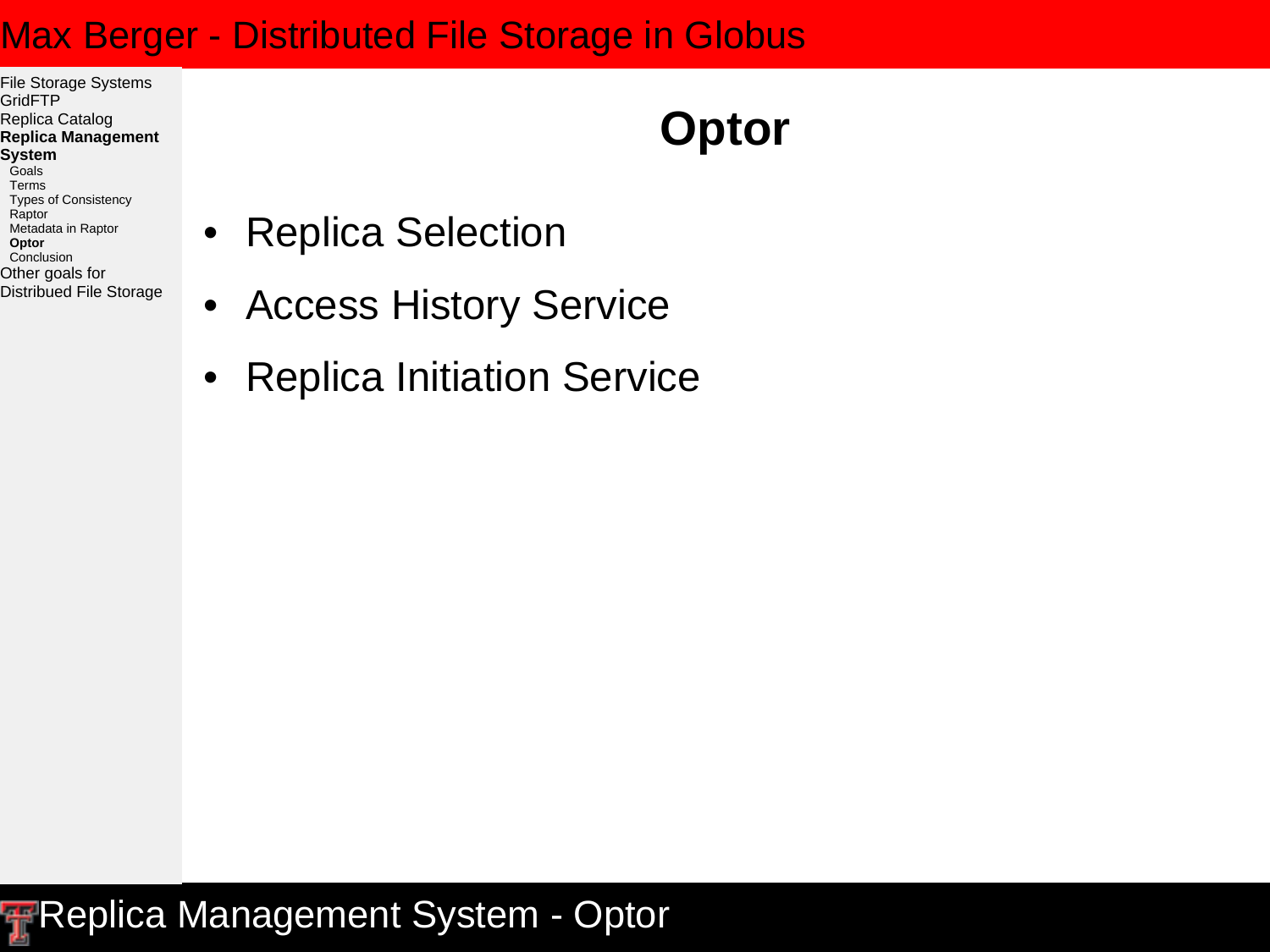# Optor

- Replica Selection
- Access History Service
- Replica Initiation Service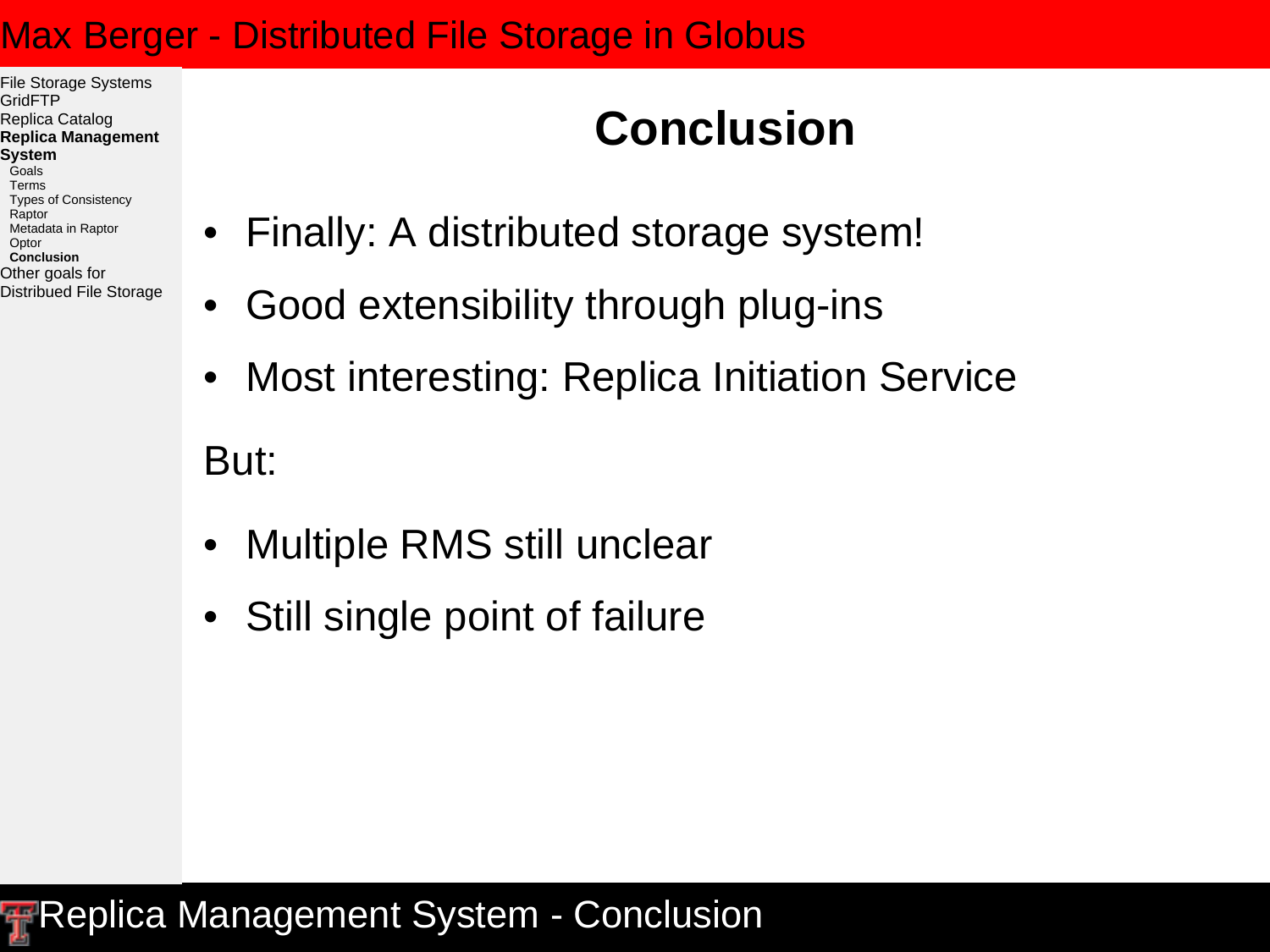# Conclusion

- Finally: A distributed storage system!
- Good extensibility through plug-ins
- Most interesting: Replica Initiation Service

But:

- Multiple RMS still unclear
- Still single point of failure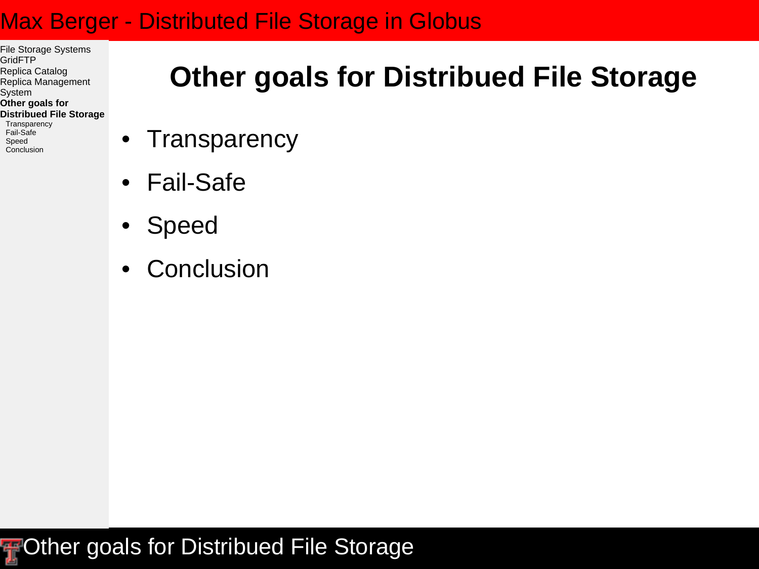# Other goals for Distribued File Storage

- Transparency
- Fail-Safe
- Speed
- Conclusion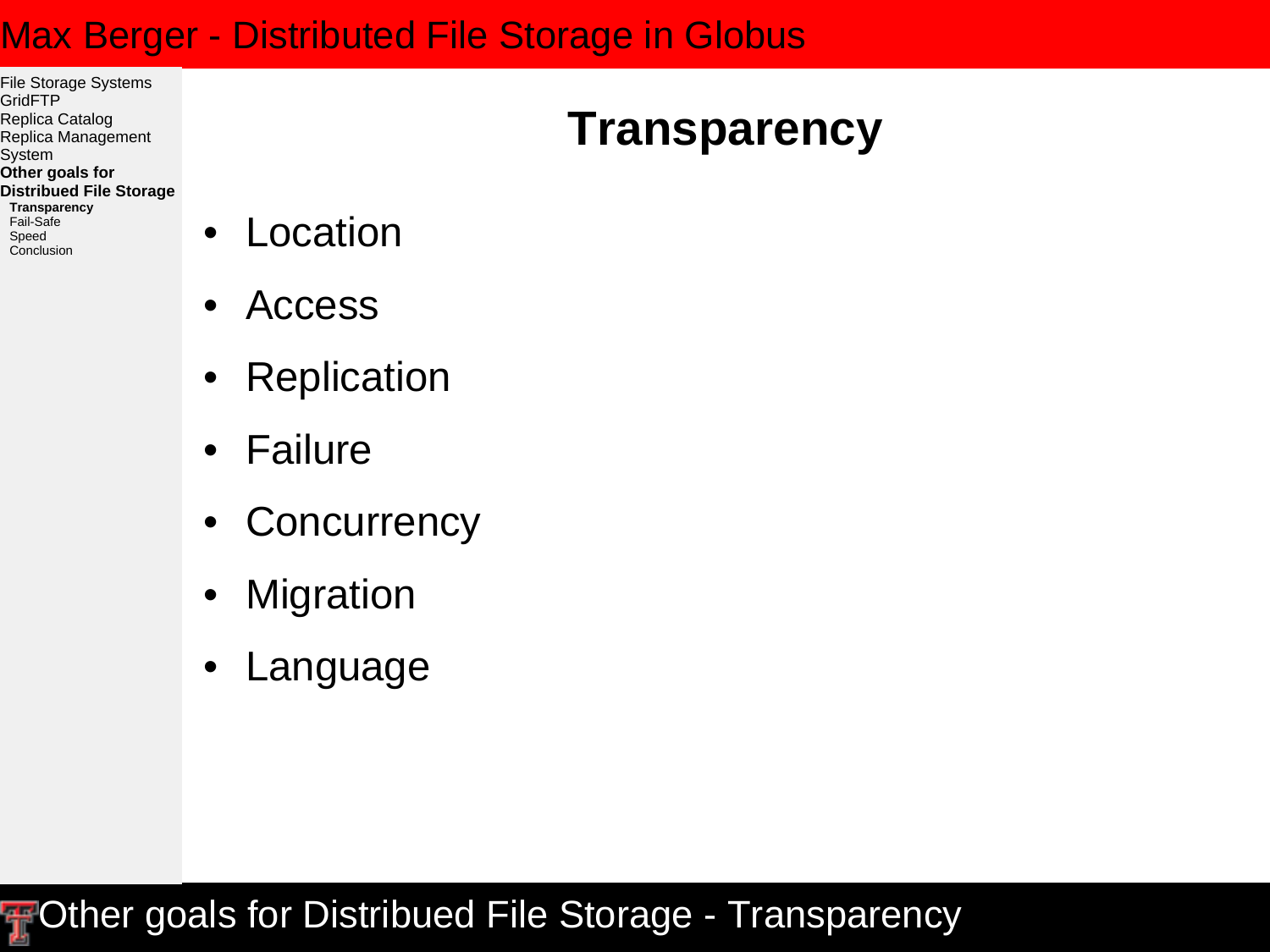# Transparency

- Location
- Access
- Replication
- Failure
- Concurrency
- Migration
- Language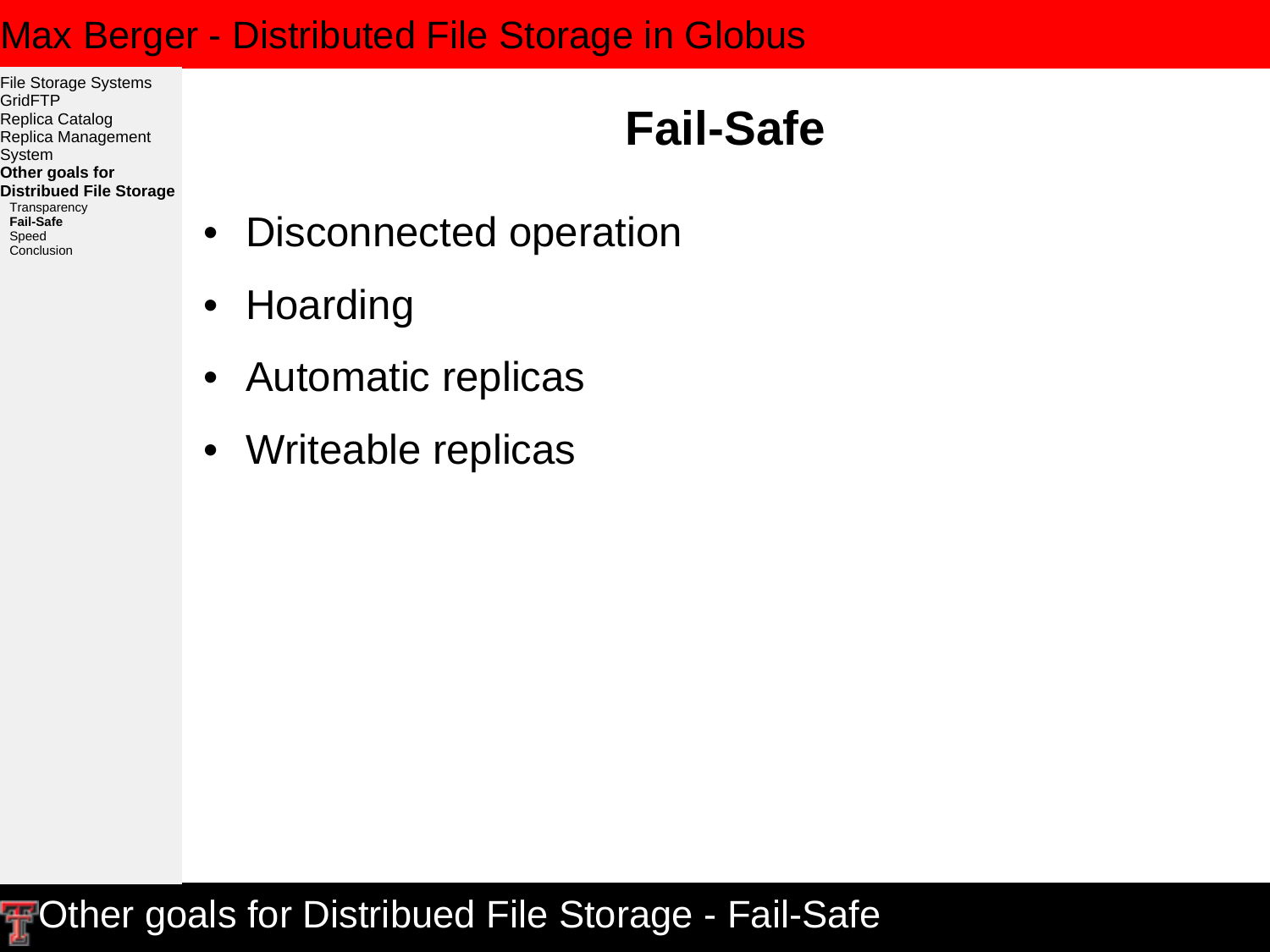# Fail-Safe

- Disconnected operation
- Hoarding
- Automatic replicas
- Writeable replicas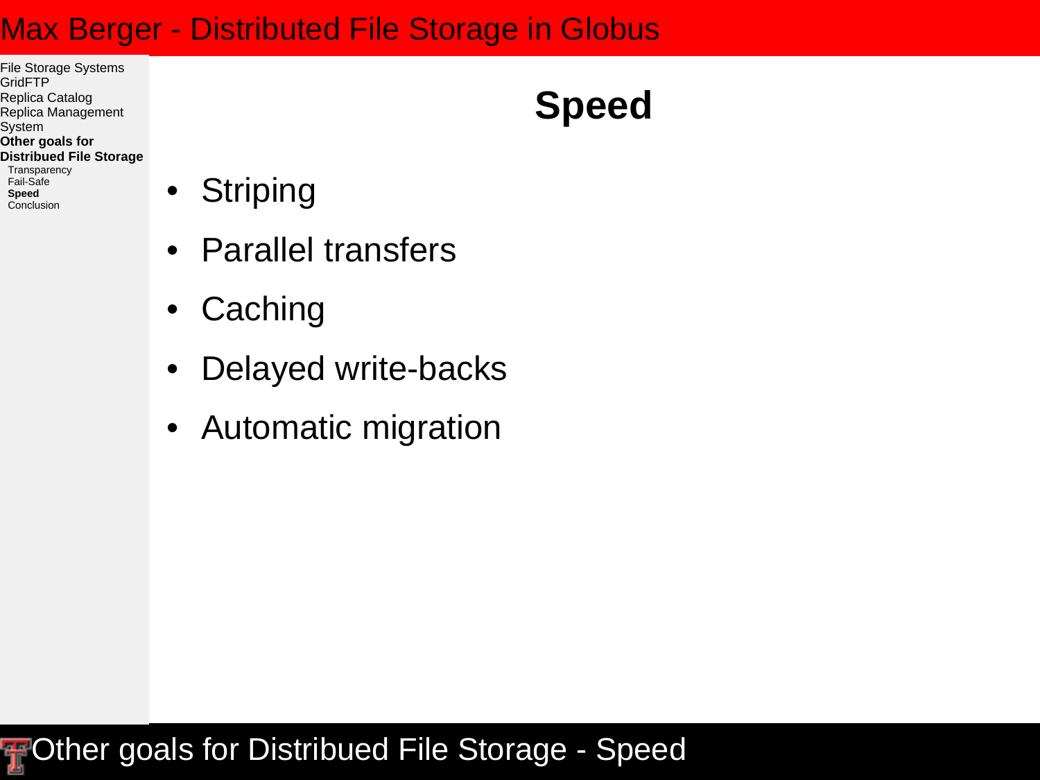# Speed

- Striping
- Parallel transfers
- Caching
- Delayed write-backs
- Automatic migration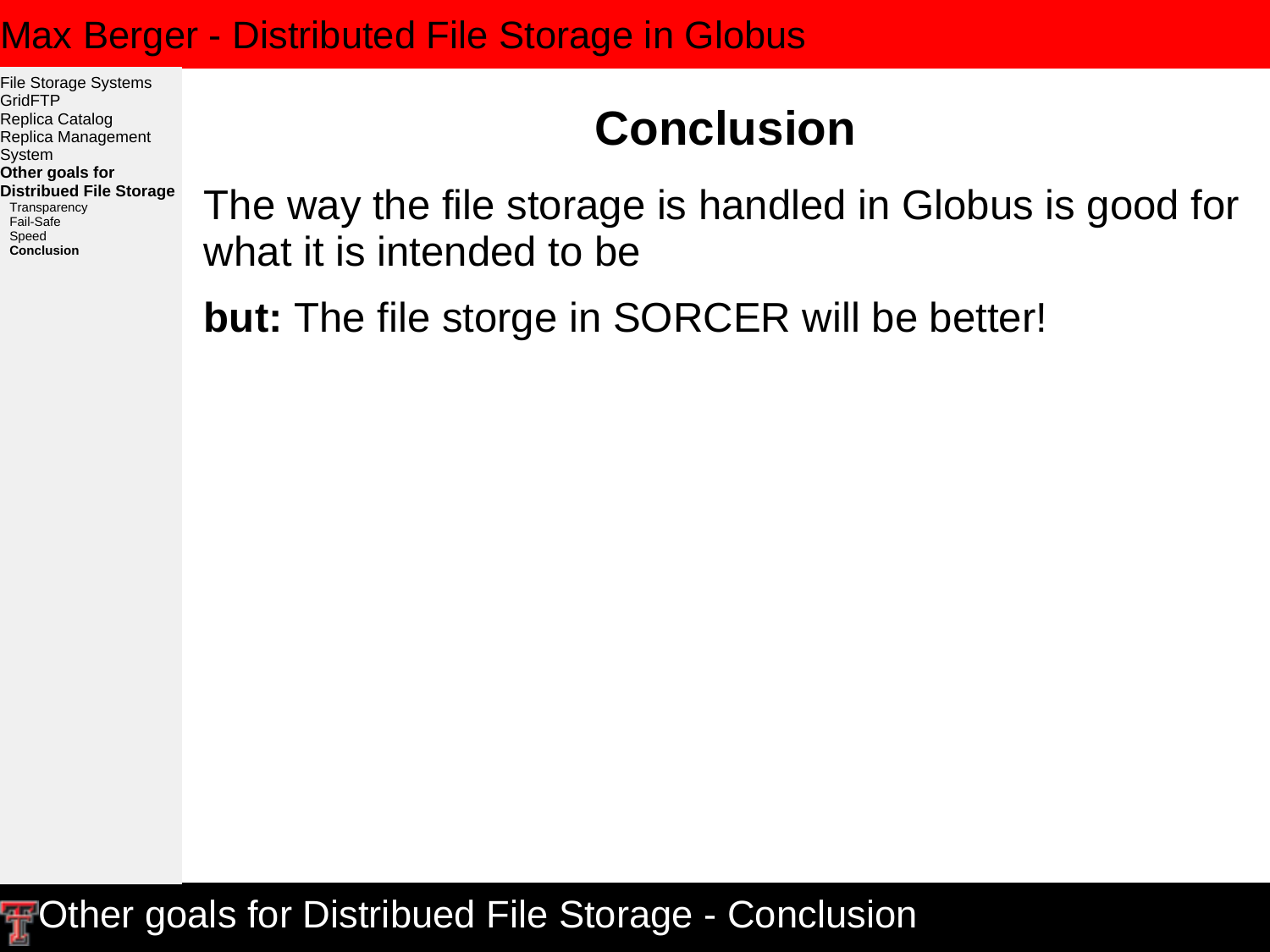# Conclusion

The way the file storage is handled in Globus is good for what it is intended to be

**but:** The file storge in SORCER will be better!